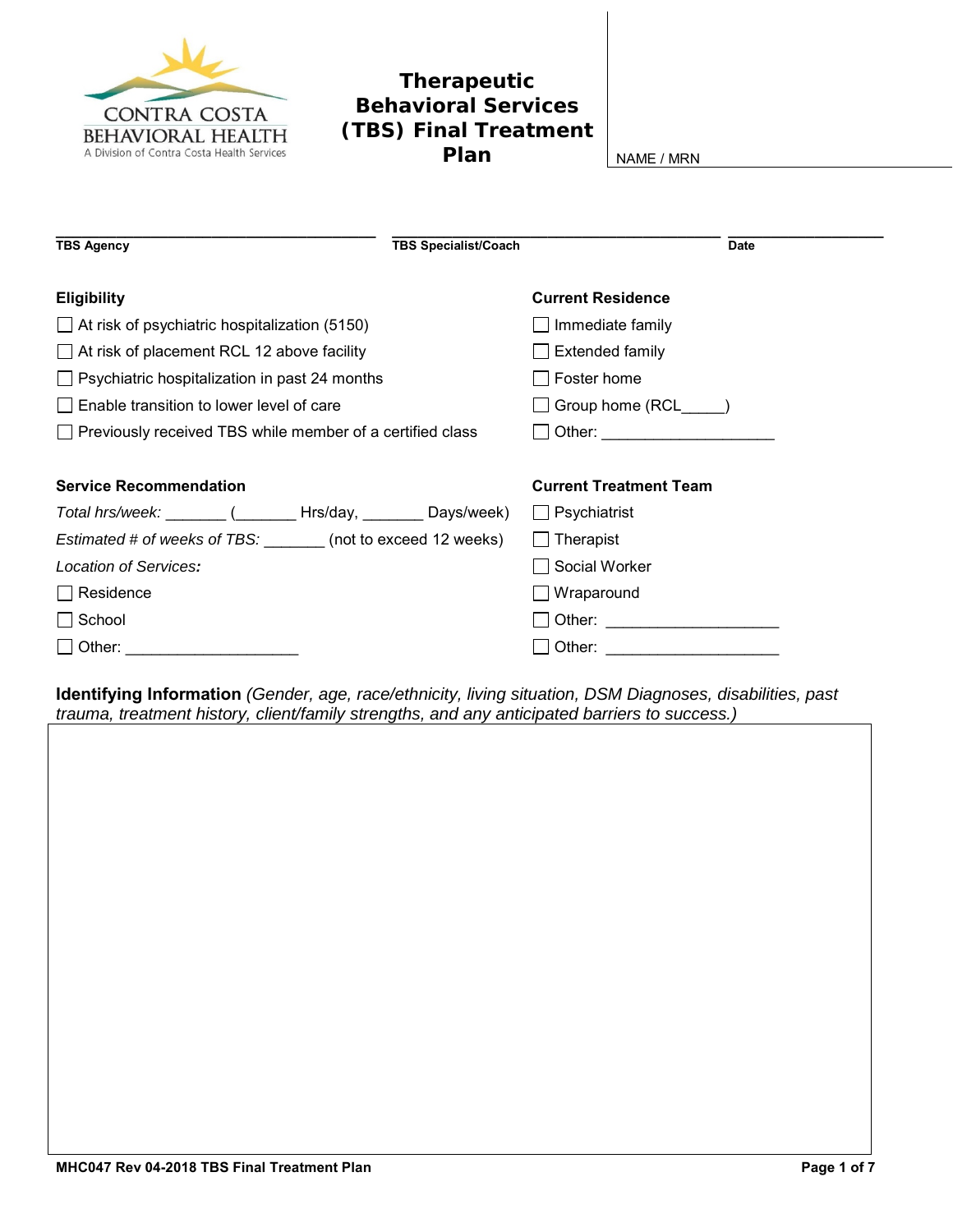CONTRA COSTA BEHAVIORAL HEALTH
A Division of Contra Costa Health Services

# Therapeutic Behavioral Services (TBS) Final Treatment Plan

NAME / MRN

______________________________ ______________________________ ______________
**TBS Agency** **TBS Specialist/Coach** **Date**

### Eligibility

- ☐ At risk of psychiatric hospitalization (5150)
- ☐ At risk of placement RCL 12 above facility
- ☐ Psychiatric hospitalization in past 24 months
- ☐ Enable transition to lower level of care
- ☐ Previously received TBS while member of a certified class

### Current Residence

- ☐ Immediate family
- ☐ Extended family
- ☐ Foster home
- ☐ Group home (RCL_____)
- ☐ Other: ____________________

### Service Recommendation

*Total hrs/week:* _______ (_______ Hrs/day, _______ Days/week)

*Estimated # of weeks of TBS:* _______ (not to exceed 12 weeks)

*Location of Services:*

- ☐ Residence
- ☐ School
- ☐ Other: ____________________

### Current Treatment Team

- ☐ Psychiatrist
- ☐ Therapist
- ☐ Social Worker
- ☐ Wraparound
- ☐ Other: ____________________
- ☐ Other: ____________________

**Identifying Information** *(Gender, age, race/ethnicity, living situation, DSM Diagnoses, disabilities, past trauma, treatment history, client/family strengths, and any anticipated barriers to success.)*

MHC047 Rev 04-2018 TBS Final Treatment Plan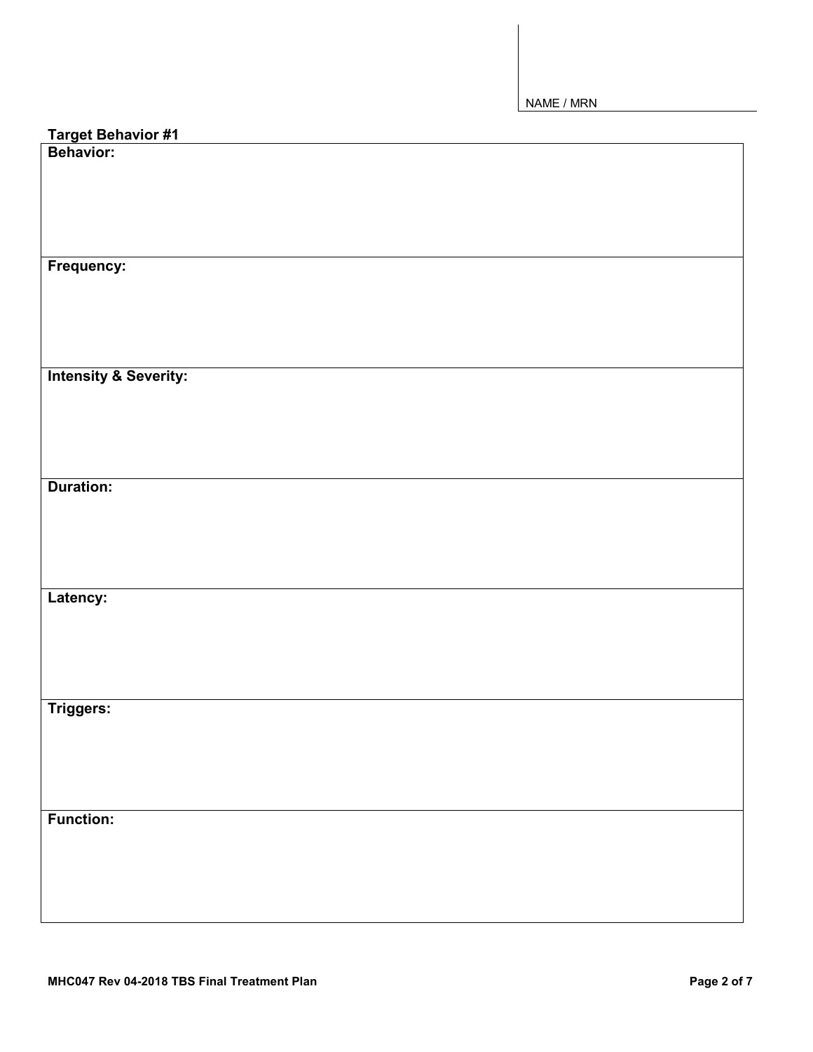NAME / MRN

## Target Behavior #1

| **Behavior:** |
|---|
| **Frequency:** |
| **Intensity & Severity:** |
| **Duration:** |
| **Latency:** |
| **Triggers:** |
| **Function:** |

MHC047 Rev 04-2018 TBS Final Treatment Plan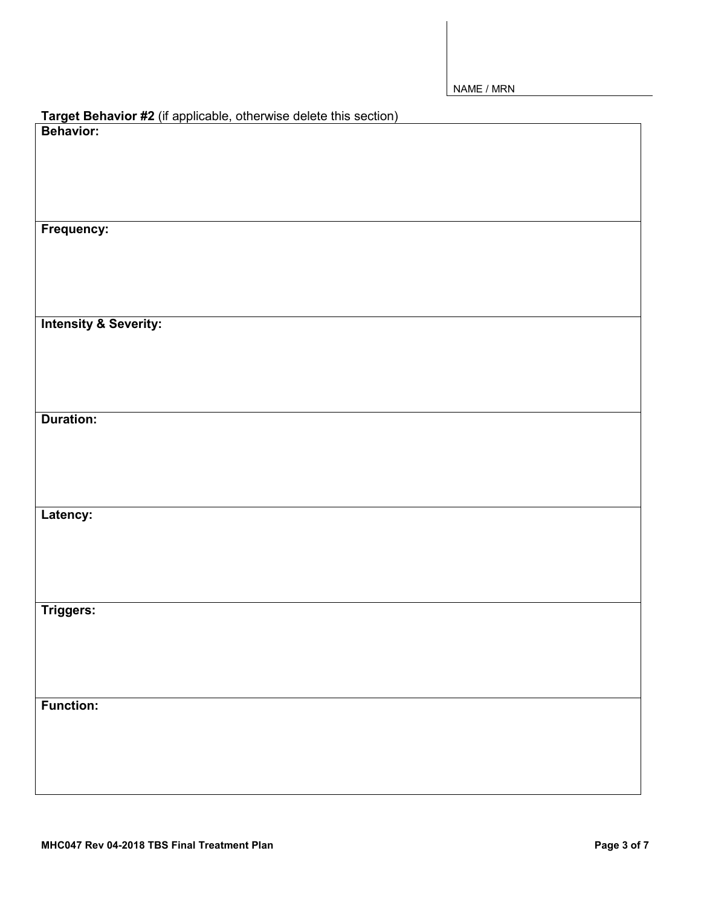NAME / MRN

**Target Behavior #2** (if applicable, otherwise delete this section)

| **Behavior:** |
|---|
| **Frequency:** |
| **Intensity & Severity:** |
| **Duration:** |
| **Latency:** |
| **Triggers:** |
| **Function:** |

MHC047 Rev 04-2018 TBS Final Treatment Plan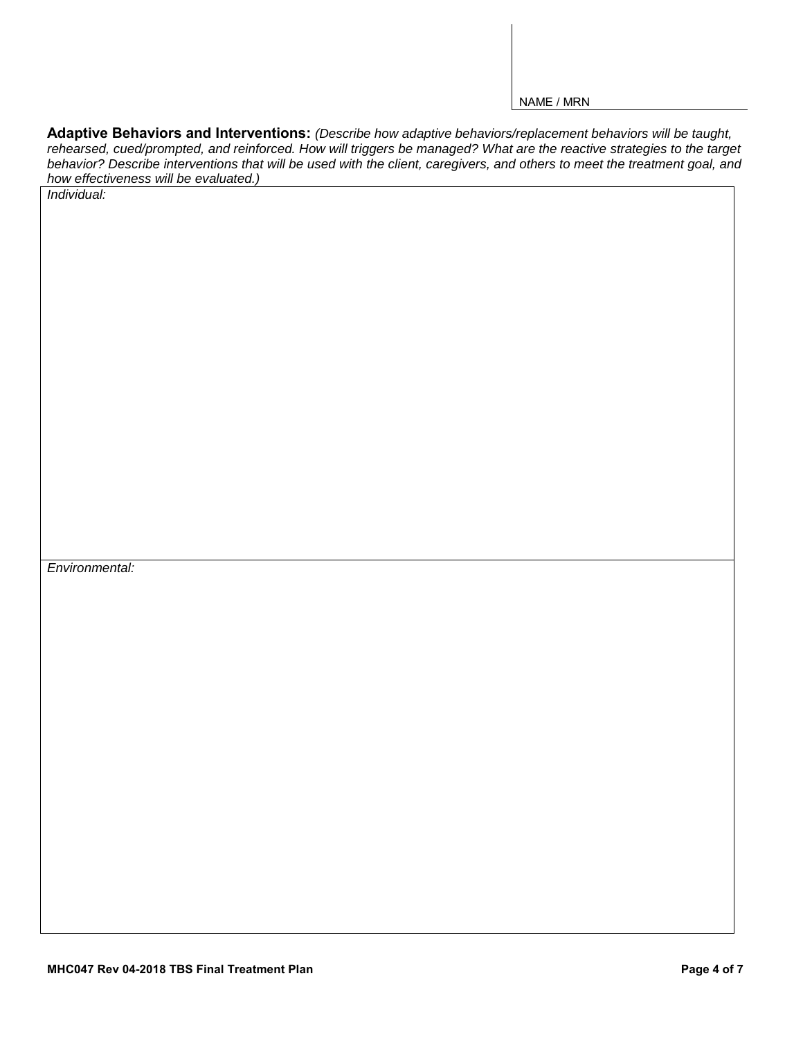NAME / MRN

**Adaptive Behaviors and Interventions:** *(Describe how adaptive behaviors/replacement behaviors will be taught, rehearsed, cued/prompted, and reinforced. How will triggers be managed? What are the reactive strategies to the target behavior? Describe interventions that will be used with the client, caregivers, and others to meet the treatment goal, and how effectiveness will be evaluated.)*

| *Individual:* |
|---|
| *Environmental:* |

MHC047 Rev 04-2018 TBS Final Treatment Plan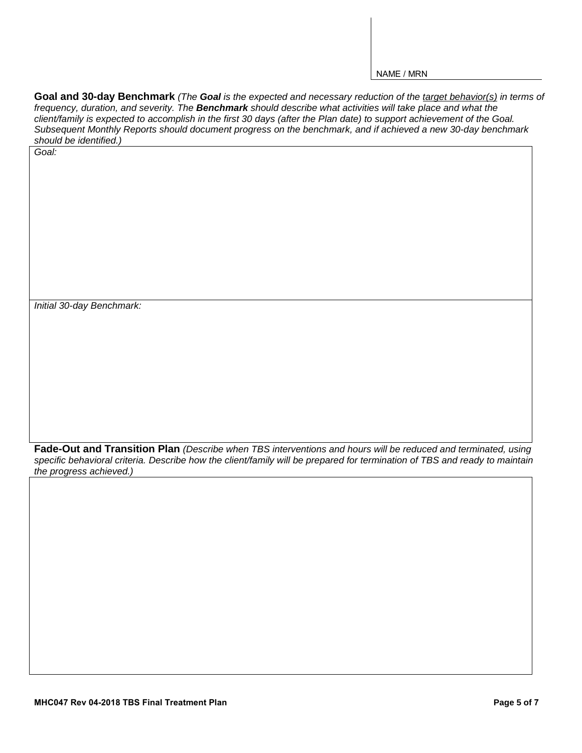NAME / MRN

**Goal and 30-day Benchmark** *(The **Goal** is the expected and necessary reduction of the target behavior(s) in terms of frequency, duration, and severity. The **Benchmark** should describe what activities will take place and what the client/family is expected to accomplish in the first 30 days (after the Plan date) to support achievement of the Goal. Subsequent Monthly Reports should document progress on the benchmark, and if achieved a new 30-day benchmark should be identified.)*

| *Goal:* |
|---|
| *Initial 30-day Benchmark:* |

**Fade-Out and Transition Plan** *(Describe when TBS interventions and hours will be reduced and terminated, using specific behavioral criteria. Describe how the client/family will be prepared for termination of TBS and ready to maintain the progress achieved.)*

| |
|---|
| |

**MHC047 Rev 04-2018 TBS Final Treatment Plan**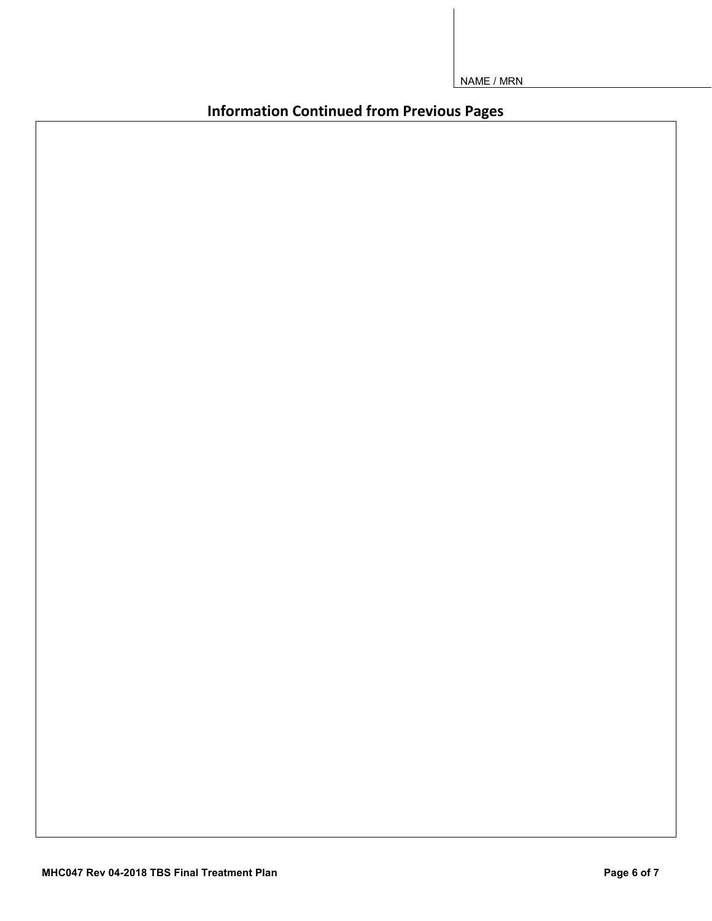NAME / MRN

## Information Continued from Previous Pages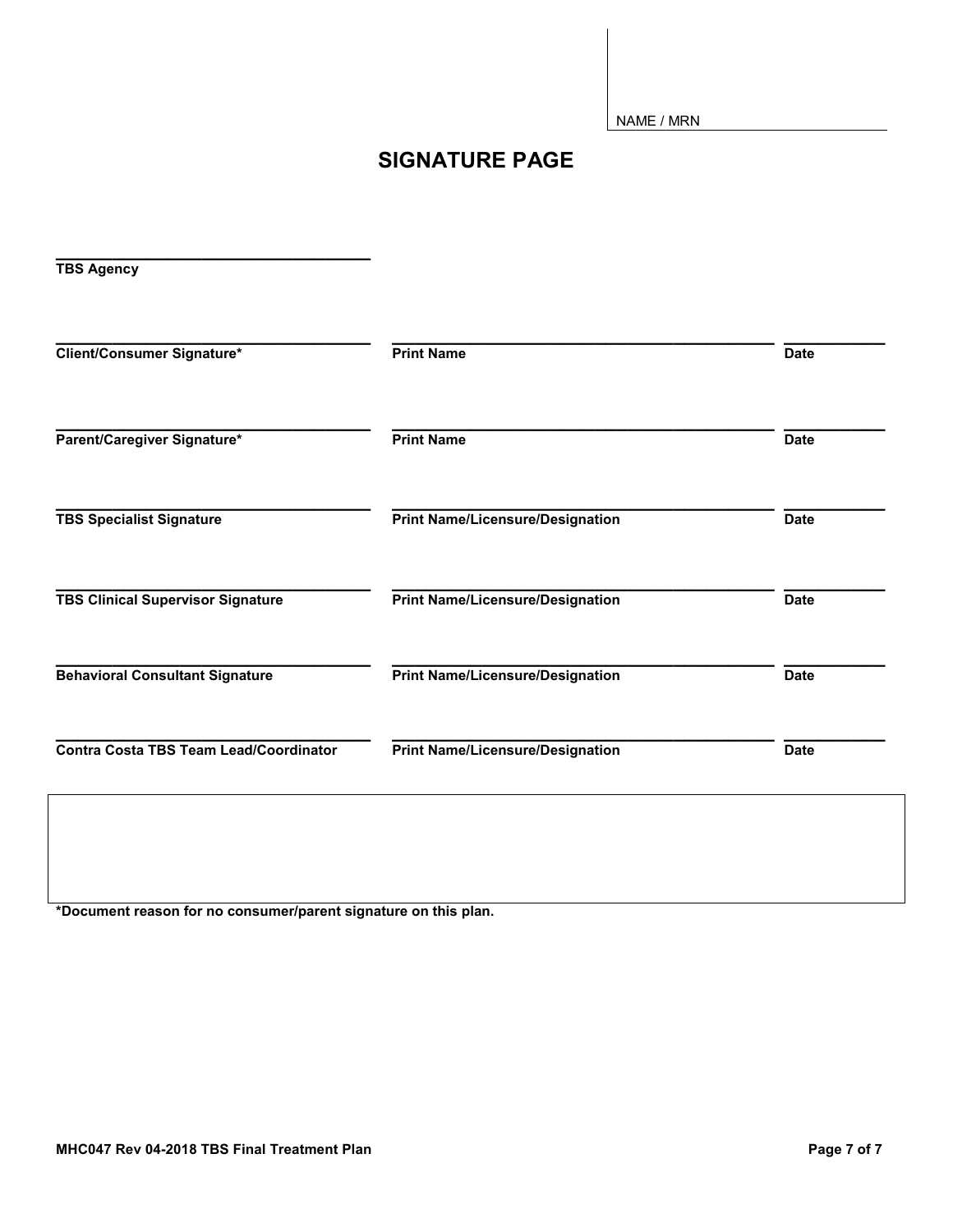NAME / MRN

## SIGNATURE PAGE

\_\_\_\_\_\_\_\_\_\_\_\_\_\_\_\_\_\_\_\_\_\_\_\_\_\_\_\_\_\_\_\_\_\_
**TBS Agency**

| | | |
|---|---|---|
| **Client/Consumer Signature*** | **Print Name** | **Date** |
| **Parent/Caregiver Signature*** | **Print Name** | **Date** |
| **TBS Specialist Signature** | **Print Name/Licensure/Designation** | **Date** |
| **TBS Clinical Supervisor Signature** | **Print Name/Licensure/Designation** | **Date** |
| **Behavioral Consultant Signature** | **Print Name/Licensure/Designation** | **Date** |
| **Contra Costa TBS Team Lead/Coordinator** | **Print Name/Licensure/Designation** | **Date** |

**\*Document reason for no consumer/parent signature on this plan.**

MHC047 Rev 04-2018 TBS Final Treatment Plan